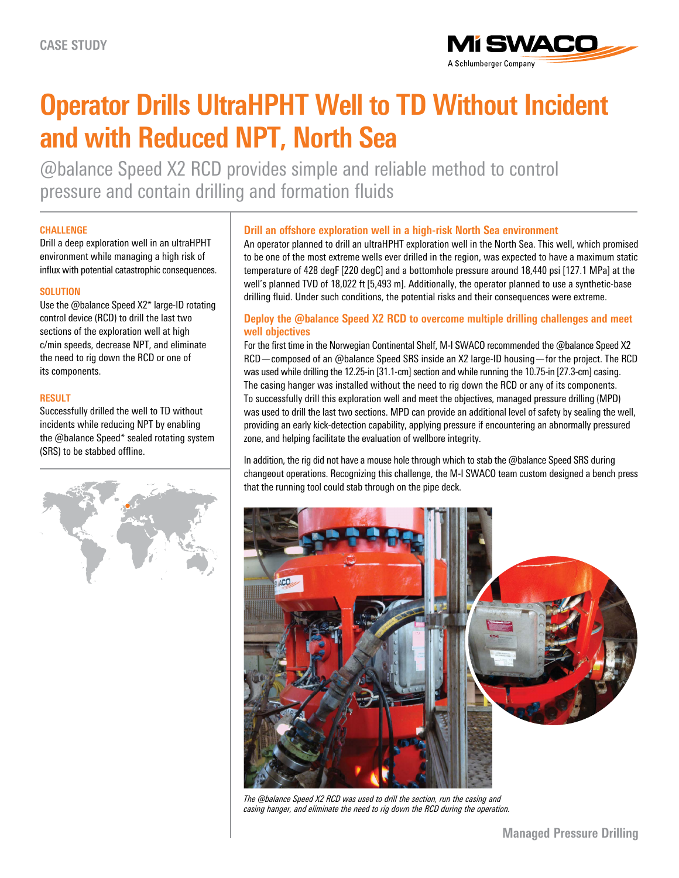CASE STUDY

# Operator Drills UltraHPHT Well to TD Without Incident and with Reduced NPT, North Sea

@balance Speed X2 RCD provides simple and reliable method to control pressure and contain drilling and formation fluids

### CHALLENGE

Drill a deep exploration well in an ultraHPHT environment while managing a high risk of influx with potential catastrophic consequences.

### SOLUTION

Use the @balance Speed X2* large-ID rotating control device (RCD) to drill the last two sections of the exploration well at high c/min speeds, decrease NPT, and eliminate the need to rig down the RCD or one of its components.

### RESULT

Successfully drilled the well to TD without incidents while reducing NPT by enabling the @balance Speed* sealed rotating system (SRS) to be stabbed offline.

## Drill an offshore exploration well in a high-risk North Sea environment

An operator planned to drill an ultraHPHT exploration well in the North Sea. This well, which promised to be one of the most extreme wells ever drilled in the region, was expected to have a maximum static temperature of 428 degF [220 degC] and a bottomhole pressure around 18,440 psi [127.1 MPa] at the well's planned TVD of 18,022 ft [5,493 m]. Additionally, the operator planned to use a synthetic-base drilling fluid. Under such conditions, the potential risks and their consequences were extreme.

## Deploy the @balance Speed X2 RCD to overcome multiple drilling challenges and meet well objectives

For the first time in the Norwegian Continental Shelf, M-I SWACO recommended the @balance Speed X2 RCD—composed of an @balance Speed SRS inside an X2 large-ID housing—for the project. The RCD was used while drilling the 12.25-in [31.1-cm] section and while running the 10.75-in [27.3-cm] casing. The casing hanger was installed without the need to rig down the RCD or any of its components. To successfully drill this exploration well and meet the objectives, managed pressure drilling (MPD) was used to drill the last two sections. MPD can provide an additional level of safety by sealing the well, providing an early kick-detection capability, applying pressure if encountering an abnormally pressured zone, and helping facilitate the evaluation of wellbore integrity.

In addition, the rig did not have a mouse hole through which to stab the @balance Speed SRS during changeout operations. Recognizing this challenge, the M-I SWACO team custom designed a bench press that the running tool could stab through on the pipe deck.

*The @balance Speed X2 RCD was used to drill the section, run the casing and casing hanger, and eliminate the need to rig down the RCD during the operation.*

Managed Pressure Drilling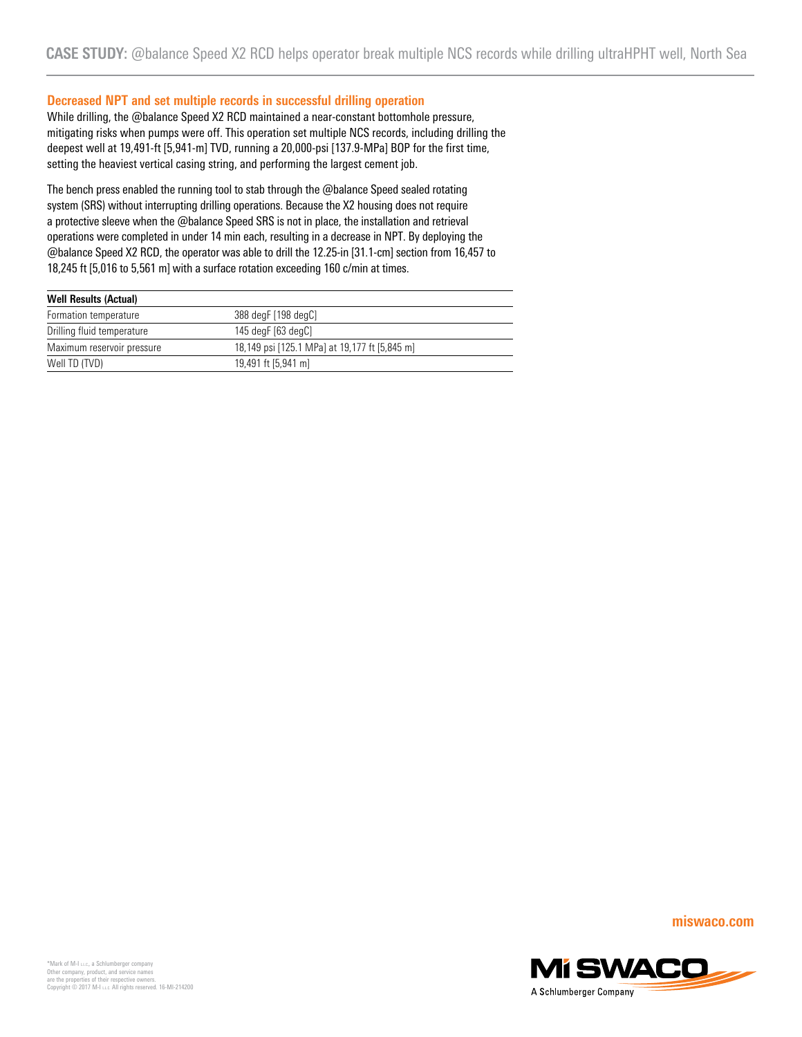## Decreased NPT and set multiple records in successful drilling operation

While drilling, the @balance Speed X2 RCD maintained a near-constant bottomhole pressure, mitigating risks when pumps were off. This operation set multiple NCS records, including drilling the deepest well at 19,491-ft [5,941-m] TVD, running a 20,000-psi [137.9-MPa] BOP for the first time, setting the heaviest vertical casing string, and performing the largest cement job.

The bench press enabled the running tool to stab through the @balance Speed sealed rotating system (SRS) without interrupting drilling operations. Because the X2 housing does not require a protective sleeve when the @balance Speed SRS is not in place, the installation and retrieval operations were completed in under 14 min each, resulting in a decrease in NPT. By deploying the @balance Speed X2 RCD, the operator was able to drill the 12.25-in [31.1-cm] section from 16,457 to 18,245 ft [5,016 to 5,561 m] with a surface rotation exceeding 160 c/min at times.

| **Well Results (Actual)** | |
|---|---|
| Formation temperature | 388 degF [198 degC] |
| Drilling fluid temperature | 145 degF [63 degC] |
| Maximum reservoir pressure | 18,149 psi [125.1 MPa] at 19,177 ft [5,845 m] |
| Well TD (TVD) | 19,491 ft [5,941 m] |

miswaco.com

*Mark of M-I L.L.C., a Schlumberger company
Other company, product, and service names are the properties of their respective owners.
Copyright © 2017 M-I L.L.C. All rights reserved. 16-MI-214200

MI SWACO
A Schlumberger Company